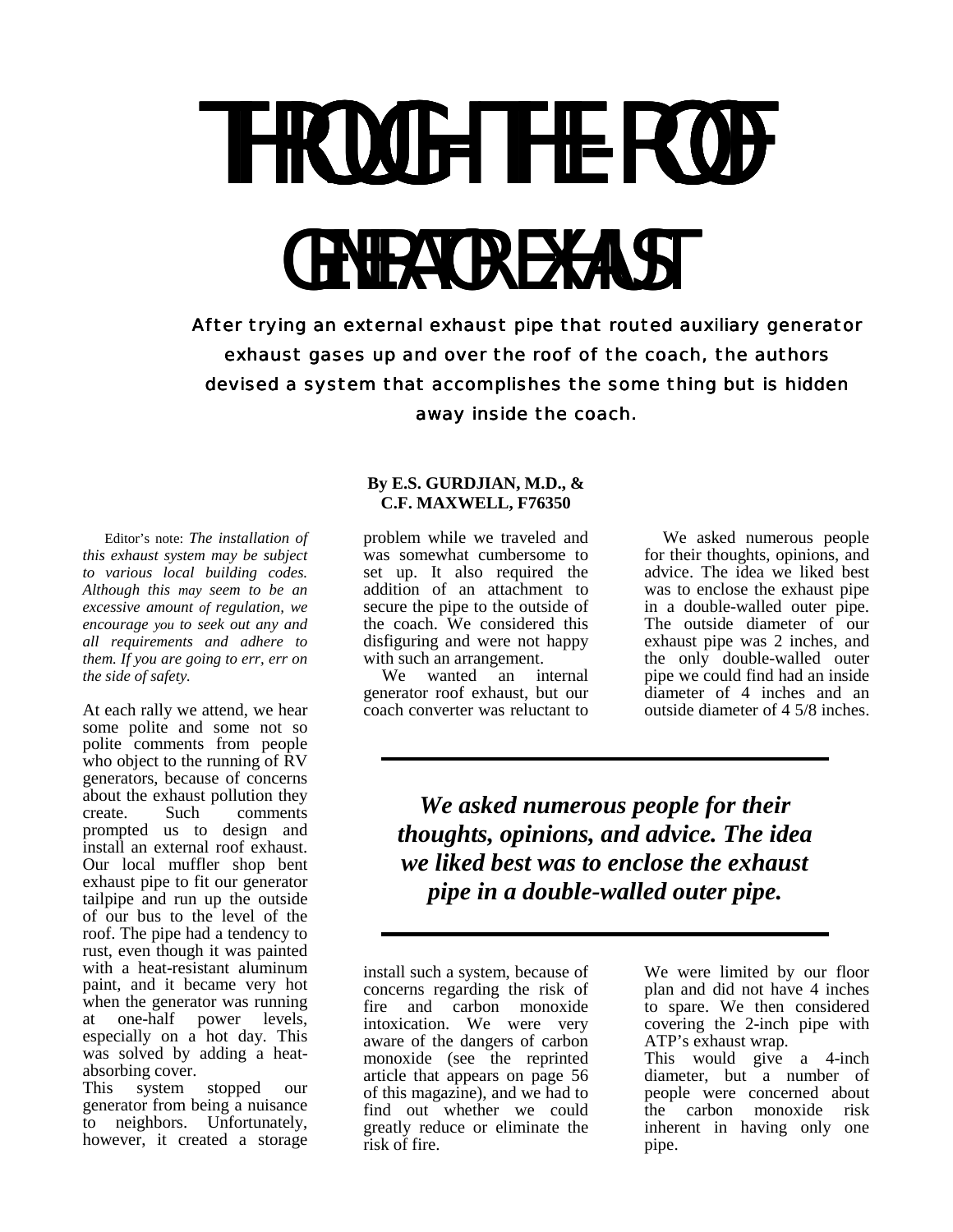# THROUGH-THE-ROOF GENERATOR EXHAUST

**After trying an external exhaust pipe that routed auxiliary generator exhaust gases up and over the roof of the coach, the authors devised a system that accomplishes the some thing but is hidden away inside the coach.**

**By E.S. GURDJIAN, M.D., & C.F. MAXWELL, F76350**

Editor's note: *The installation of this exhaust system may be subject to various local building codes. Although this may seem to be an excessive amount of regulation, we encourage you to seek out any and all requirements and adhere to them. If you are going to err, err on the side of safety.*

At each rally we attend, we hear some polite and some not so polite comments from people who object to the running of RV generators, because of concerns about the exhaust pollution they create. Such comments prompted us to design and install an external roof exhaust. Our local muffler shop bent exhaust pipe to fit our generator tailpipe and run up the outside of our bus to the level of the roof. The pipe had a tendency to rust, even though it was painted with a heat-resistant aluminum paint, and it became very hot when the generator was running at one-half power levels, especially on a hot day. This was solved by adding a heat-absorbing cover.

This system stopped our generator from being a nuisance to neighbors. Unfortunately, however, it created a storage problem while we traveled and was somewhat cumbersome to set up. It also required the addition of an attachment to secure the pipe to the outside of the coach. We considered this disfiguring and were not happy with such an arrangement.

We wanted an internal generator roof exhaust, but our coach converter was reluctant to install such a system, because of concerns regarding the risk of fire and carbon monoxide intoxication. We were very aware of the dangers of carbon monoxide (see the reprinted article that appears on page 56 of this magazine), and we had to find out whether we could greatly reduce or eliminate the risk of fire.

We asked numerous people for their thoughts, opinions, and advice. The idea we liked best was to enclose the exhaust pipe in a double-walled outer pipe. The outside diameter of our exhaust pipe was 2 inches, and the only double-walled outer pipe we could find had an inside diameter of 4 inches and an outside diameter of 4 5/8 inches.

> ***We asked numerous people for their thoughts, opinions, and advice. The idea we liked best was to enclose the exhaust pipe in a double-walled outer pipe.***

We were limited by our floor plan and did not have 4 inches to spare. We then considered covering the 2-inch pipe with ATP's exhaust wrap.

This would give a 4-inch diameter, but a number of people were concerned about the carbon monoxide risk inherent in having only one pipe.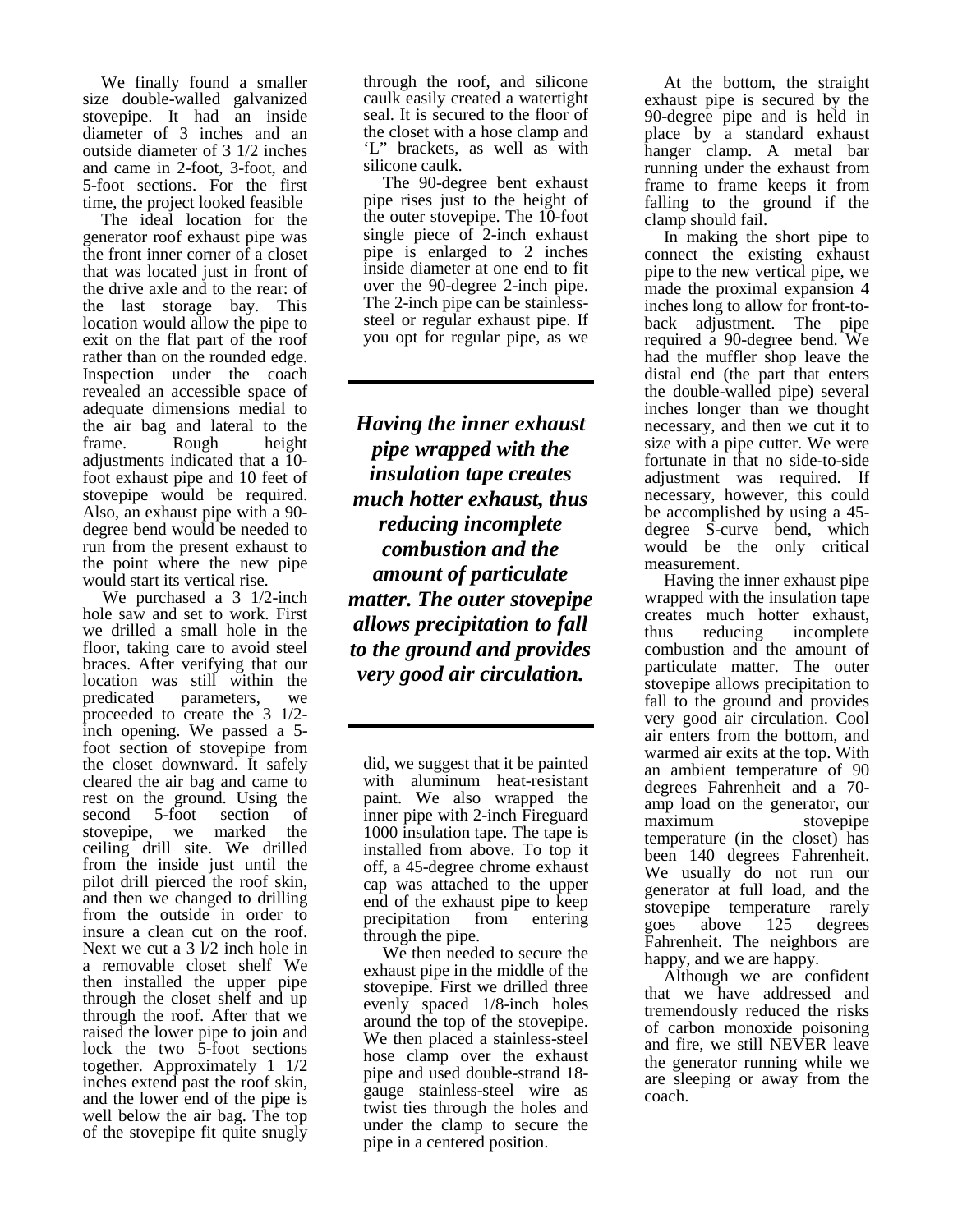We finally found a smaller size double-walled galvanized stovepipe. It had an inside diameter of 3 inches and an outside diameter of 3 1/2 inches and came in 2-foot, 3-foot, and 5-foot sections. For the first time, the project looked feasible

The ideal location for the generator roof exhaust pipe was the front inner corner of a closet that was located just in front of the drive axle and to the rear: of the last storage bay. This location would allow the pipe to exit on the flat part of the roof rather than on the rounded edge. Inspection under the coach revealed an accessible space of adequate dimensions medial to the air bag and lateral to the frame. Rough height adjustments indicated that a 10-foot exhaust pipe and 10 feet of stovepipe would be required. Also, an exhaust pipe with a 90-degree bend would be needed to run from the present exhaust to the point where the new pipe would start its vertical rise.

We purchased a 3 1/2-inch hole saw and set to work. First we drilled a small hole in the floor, taking care to avoid steel braces. After verifying that our location was still within the predicated parameters, we proceeded to create the 3 1/2-inch opening. We passed a 5-foot section of stovepipe from the closet downward. It safely cleared the air bag and came to rest on the ground. Using the second 5-foot section of stovepipe, we marked the ceiling drill site. We drilled from the inside just until the pilot drill pierced the roof skin, and then we changed to drilling from the outside in order to insure a clean cut on the roof. Next we cut a 3 l/2 inch hole in a removable closet shelf We then installed the upper pipe through the closet shelf and up through the roof. After that we raised the lower pipe to join and lock the two 5-foot sections together. Approximately 1 1/2 inches extend past the roof skin, and the lower end of the pipe is well below the air bag. The top of the stovepipe fit quite snugly through the roof, and silicone caulk easily created a watertight seal. It is secured to the floor of the closet with a hose clamp and 'L" brackets, as well as with silicone caulk.

The 90-degree bent exhaust pipe rises just to the height of the outer stovepipe. The 10-foot single piece of 2-inch exhaust pipe is enlarged to 2 inches inside diameter at one end to fit over the 90-degree 2-inch pipe. The 2-inch pipe can be stainless-steel or regular exhaust pipe. If you opt for regular pipe, as we did, we suggest that it be painted with aluminum heat-resistant paint. We also wrapped the inner pipe with 2-inch Fireguard 1000 insulation tape. The tape is installed from above. To top it off, a 45-degree chrome exhaust cap was attached to the upper end of the exhaust pipe to keep precipitation from entering through the pipe.

***Having the inner exhaust pipe wrapped with the insulation tape creates much hotter exhaust, thus reducing incomplete combustion and the amount of particulate matter. The outer stovepipe allows precipitation to fall to the ground and provides very good air circulation.***

We then needed to secure the exhaust pipe in the middle of the stovepipe. First we drilled three evenly spaced 1/8-inch holes around the top of the stovepipe. We then placed a stainless-steel hose clamp over the exhaust pipe and used double-strand 18-gauge stainless-steel wire as twist ties through the holes and under the clamp to secure the pipe in a centered position.

At the bottom, the straight exhaust pipe is secured by the 90-degree pipe and is held in place by a standard exhaust hanger clamp. A metal bar running under the exhaust from frame to frame keeps it from falling to the ground if the clamp should fail.

In making the short pipe to connect the existing exhaust pipe to the new vertical pipe, we made the proximal expansion 4 inches long to allow for front-to-back adjustment. The pipe required a 90-degree bend. We had the muffler shop leave the distal end (the part that enters the double-walled pipe) several inches longer than we thought necessary, and then we cut it to size with a pipe cutter. We were fortunate in that no side-to-side adjustment was required. If necessary, however, this could be accomplished by using a 45-degree S-curve bend, which would be the only critical measurement.

Having the inner exhaust pipe wrapped with the insulation tape creates much hotter exhaust, thus reducing incomplete combustion and the amount of particulate matter. The outer stovepipe allows precipitation to fall to the ground and provides very good air circulation. Cool air enters from the bottom, and warmed air exits at the top. With an ambient temperature of 90 degrees Fahrenheit and a 70-amp load on the generator, our maximum stovepipe temperature (in the closet) has been 140 degrees Fahrenheit. We usually do not run our generator at full load, and the stovepipe temperature rarely goes above 125 degrees Fahrenheit. The neighbors are happy, and we are happy.

Although we are confident that we have addressed and tremendously reduced the risks of carbon monoxide poisoning and fire, we still NEVER leave the generator running while we are sleeping or away from the coach.